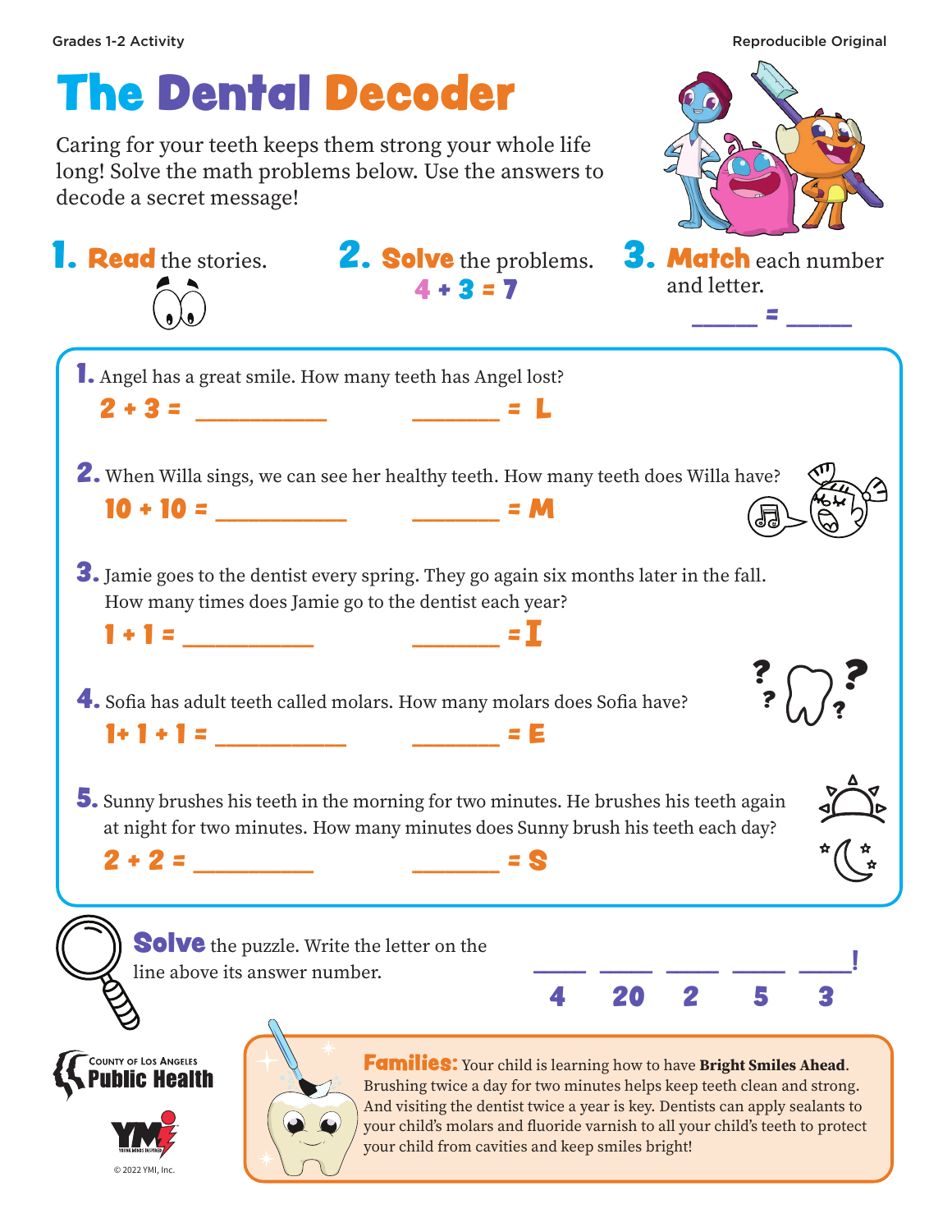Grades 1-2 Activity

Reproducible Original

# The Dental Decoder

Caring for your teeth keeps them strong your whole life long! Solve the math problems below. Use the answers to decode a secret message!

**1. Read** the stories.

**2. Solve** the problems.
$4 + 3 = 7$

**3. Match** each number and letter.
\_\_\_\_\_ = \_\_\_\_\_

**1.** Angel has a great smile. How many teeth has Angel lost?

$2 + 3 =$ \_\_\_\_\_\_\_\_\_\_ \_\_\_\_\_\_\_ = L

**2.** When Willa sings, we can see her healthy teeth. How many teeth does Willa have?

$10 + 10 =$ \_\_\_\_\_\_\_\_\_\_ \_\_\_\_\_\_\_ = M

**3.** Jamie goes to the dentist every spring. They go again six months later in the fall. How many times does Jamie go to the dentist each year?

$1 + 1 =$ \_\_\_\_\_\_\_\_\_\_ \_\_\_\_\_\_\_ = I

**4.** Sofia has adult teeth called molars. How many molars does Sofia have?

$1 + 1 + 1 =$ \_\_\_\_\_\_\_\_\_\_ \_\_\_\_\_\_\_ = E

**5.** Sunny brushes his teeth in the morning for two minutes. He brushes his teeth again at night for two minutes. How many minutes does Sunny brush his teeth each day?

$2 + 2 =$ \_\_\_\_\_\_\_\_\_\_ \_\_\_\_\_\_\_ = S

**Solve** the puzzle. Write the letter on the line above its answer number.

\_\_\_\_ \_\_\_\_ \_\_\_\_ \_\_\_\_ \_\_\_\_!
4 20 2 5 3

County of Los Angeles Public Health

© 2022 YMI, Inc.

**Families:** Your child is learning how to have **Bright Smiles Ahead**. Brushing twice a day for two minutes helps keep teeth clean and strong. And visiting the dentist twice a year is key. Dentists can apply sealants to your child's molars and fluoride varnish to all your child's teeth to protect your child from cavities and keep smiles bright!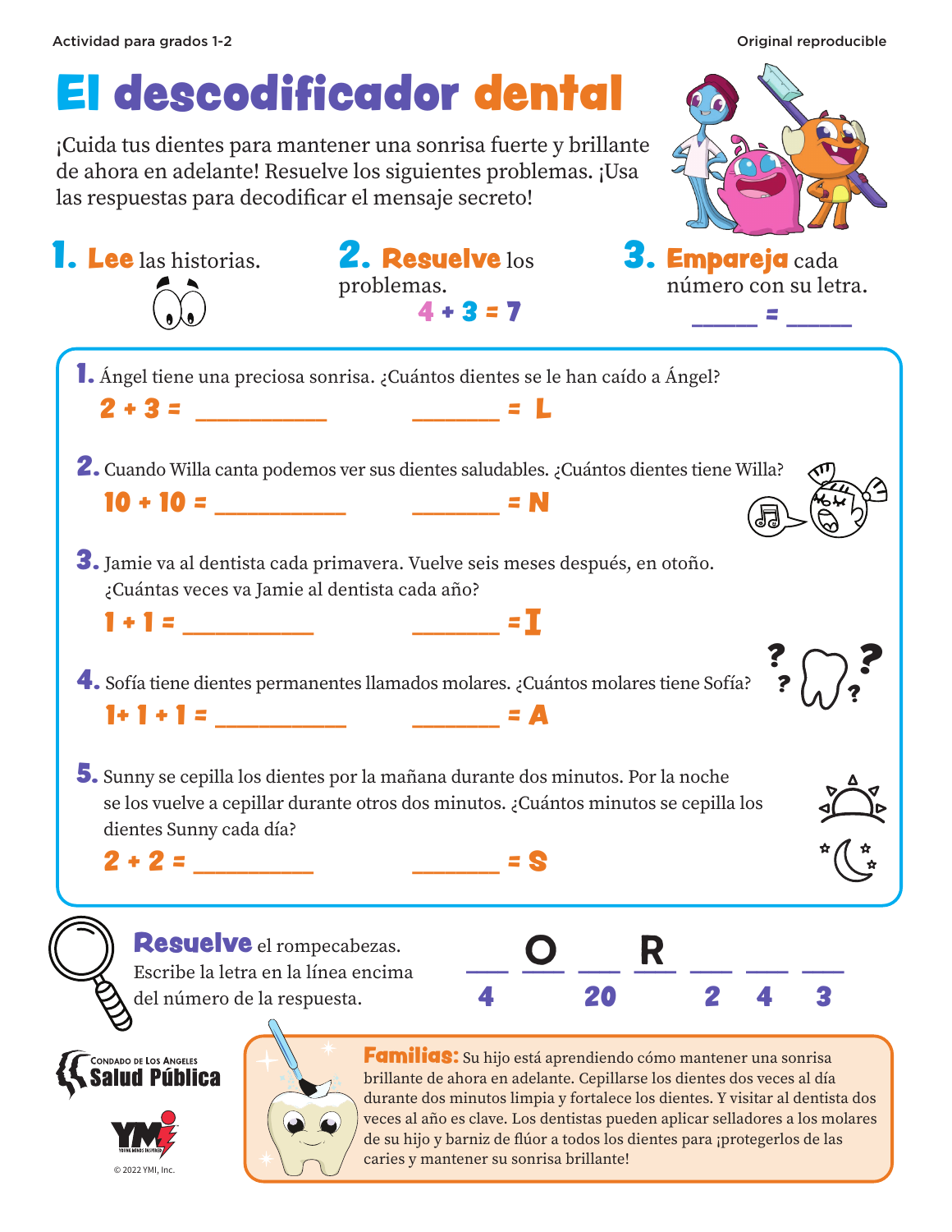Actividad para grados 1-2

Original reproducible

# El descodificador dental

¡Cuida tus dientes para mantener una sonrisa fuerte y brillante de ahora en adelante! Resuelve los siguientes problemas. ¡Usa las respuestas para decodificar el mensaje secreto!

**1. Lee** las historias.

**2. Resuelve** los problemas.
4 + 3 = 7

**3. Empareja** cada número con su letra.
\_\_\_\_\_ = \_\_\_\_\_

**1.** Ángel tiene una preciosa sonrisa. ¿Cuántos dientes se le han caído a Ángel?

2 + 3 = \_\_\_\_\_\_\_\_\_\_ \_\_\_\_\_\_\_ = L

**2.** Cuando Willa canta podemos ver sus dientes saludables. ¿Cuántos dientes tiene Willa?

10 + 10 = \_\_\_\_\_\_\_\_\_\_ \_\_\_\_\_\_\_ = N

**3.** Jamie va al dentista cada primavera. Vuelve seis meses después, en otoño. ¿Cuántas veces va Jamie al dentista cada año?

1 + 1 = \_\_\_\_\_\_\_\_\_\_ \_\_\_\_\_\_\_ = I

**4.** Sofía tiene dientes permanentes llamados molares. ¿Cuántos molares tiene Sofía?

1 + 1 + 1 = \_\_\_\_\_\_\_\_\_\_ \_\_\_\_\_\_\_ = A

**5.** Sunny se cepilla los dientes por la mañana durante dos minutos. Por la noche se los vuelve a cepillar durante otros dos minutos. ¿Cuántos minutos se cepilla los dientes Sunny cada día?

2 + 2 = \_\_\_\_\_\_\_\_\_\_ \_\_\_\_\_\_\_ = S

**Resuelve** el rompecabezas. Escribe la letra en la línea encima del número de la respuesta.

| \_\_\_ | O | \_\_\_ | R | \_\_\_ | \_\_\_ | \_\_\_ |
|---|---|---|---|---|---|---|
| 4 | | 20 | | 2 | 4 | 3 |

Condado de Los Angeles Salud Pública

YMI © 2022 YMI, Inc.

**Familias:** Su hijo está aprendiendo cómo mantener una sonrisa brillante de ahora en adelante. Cepillarse los dientes dos veces al día durante dos minutos limpia y fortalece los dientes. Y visitar al dentista dos veces al año es clave. Los dentistas pueden aplicar selladores a los molares de su hijo y barniz de flúor a todos los dientes para ¡protegerlos de las caries y mantener su sonrisa brillante!